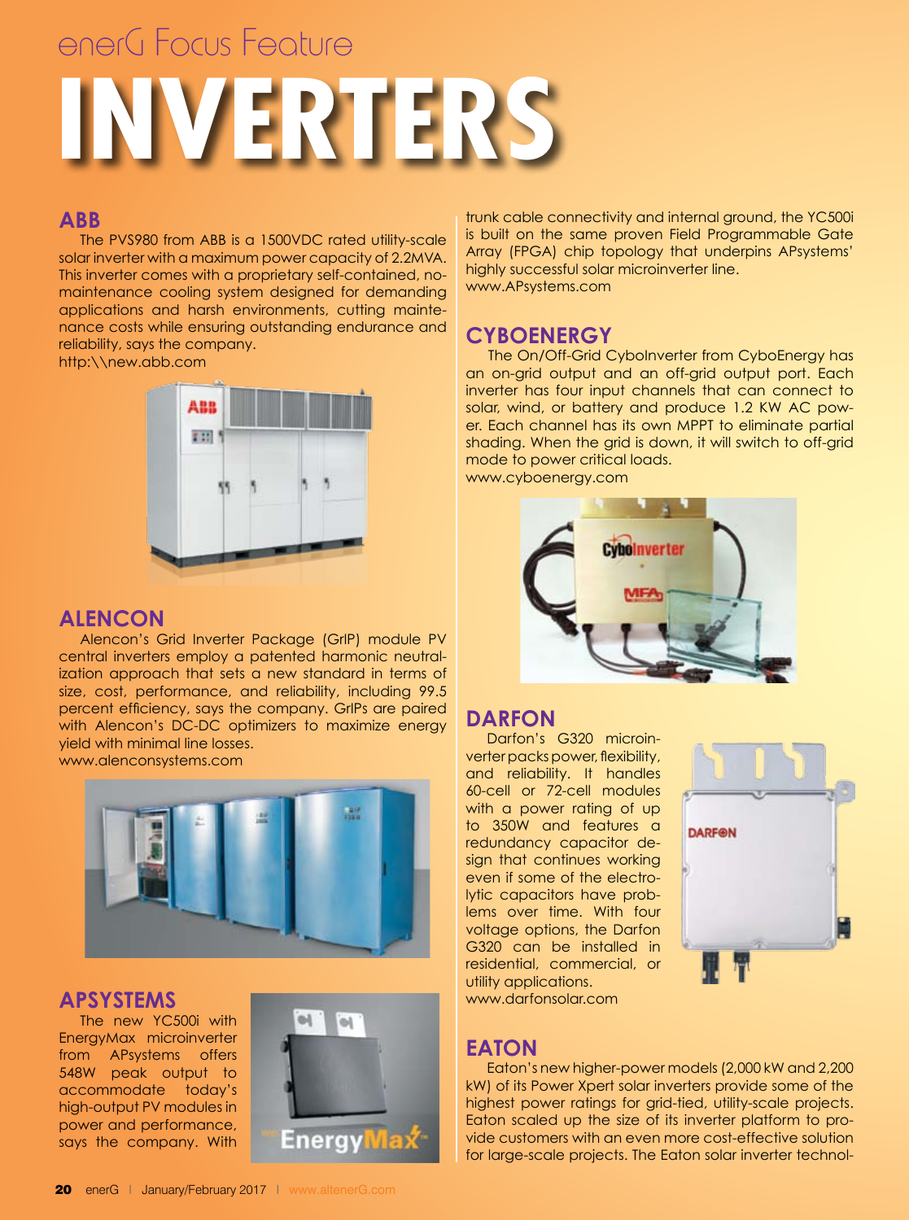enerG Focus Feature

# INVERTERS

## ABB

The PVS980 from ABB is a 1500VDC rated utility-scale solar inverter with a maximum power capacity of 2.2MVA. This inverter comes with a proprietary self-contained, no-maintenance cooling system designed for demanding applications and harsh environments, cutting maintenance costs while ensuring outstanding endurance and reliability, says the company.
http:\\new.abb.com

## ALENCON

Alencon's Grid Inverter Package (GrIP) module PV central inverters employ a patented harmonic neutralization approach that sets a new standard in terms of size, cost, performance, and reliability, including 99.5 percent efficiency, says the company. GrIPs are paired with Alencon's DC-DC optimizers to maximize energy yield with minimal line losses.
www.alenconsystems.com

## APSYSTEMS

The new YC500i with EnergyMax microinverter from APsystems offers 548W peak output to accommodate today's high-output PV modules in power and performance, says the company. With trunk cable connectivity and internal ground, the YC500i is built on the same proven Field Programmable Gate Array (FPGA) chip topology that underpins APsystems' highly successful solar microinverter line.
www.APsystems.com

## CYBOENERGY

The On/Off-Grid CyboInverter from CyboEnergy has an on-grid output and an off-grid output port. Each inverter has four input channels that can connect to solar, wind, or battery and produce 1.2 KW AC power. Each channel has its own MPPT to eliminate partial shading. When the grid is down, it will switch to off-grid mode to power critical loads.
www.cyboenergy.com

## DARFON

Darfon's G320 microinverter packs power, flexibility, and reliability. It handles 60-cell or 72-cell modules with a power rating of up to 350W and features a redundancy capacitor design that continues working even if some of the electrolytic capacitors have problems over time. With four voltage options, the Darfon G320 can be installed in residential, commercial, or utility applications.
www.darfonsolar.com

## EATON

Eaton's new higher-power models (2,000 kW and 2,200 kW) of its Power Xpert solar inverters provide some of the highest power ratings for grid-tied, utility-scale projects. Eaton scaled up the size of its inverter platform to provide customers with an even more cost-effective solution for large-scale projects. The Eaton solar inverter technol-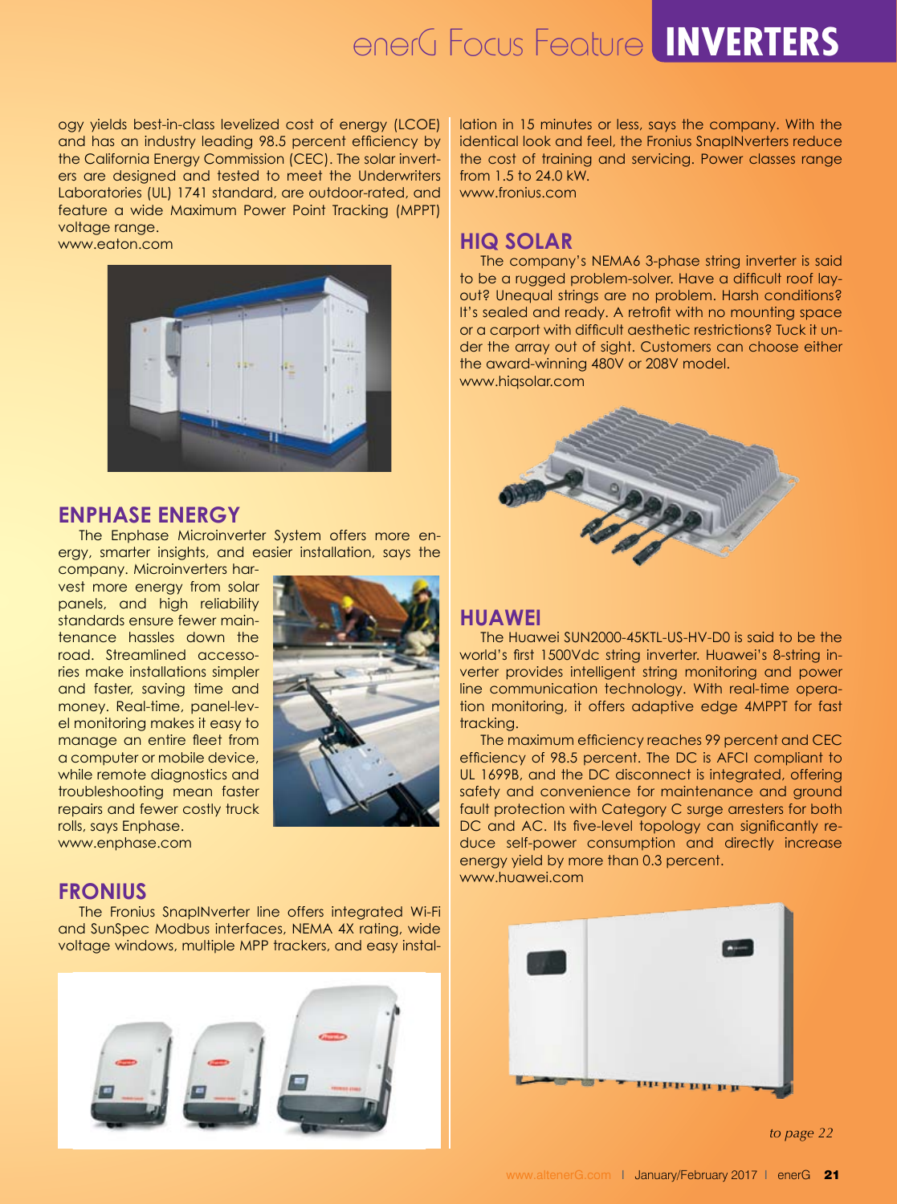ogy yields best-in-class levelized cost of energy (LCOE) and has an industry leading 98.5 percent efficiency by the California Energy Commission (CEC). The solar inverters are designed and tested to meet the Underwriters Laboratories (UL) 1741 standard, are outdoor-rated, and feature a wide Maximum Power Point Tracking (MPPT) voltage range.
www.eaton.com

## ENPHASE ENERGY

The Enphase Microinverter System offers more energy, smarter insights, and easier installation, says the company. Microinverters harvest more energy from solar panels, and high reliability standards ensure fewer maintenance hassles down the road. Streamlined accessories make installations simpler and faster, saving time and money. Real-time, panel-level monitoring makes it easy to manage an entire fleet from a computer or mobile device, while remote diagnostics and troubleshooting mean faster repairs and fewer costly truck rolls, says Enphase.
www.enphase.com

## FRONIUS

The Fronius SnapINverter line offers integrated Wi-Fi and SunSpec Modbus interfaces, NEMA 4X rating, wide voltage windows, multiple MPP trackers, and easy installation in 15 minutes or less, says the company. With the identical look and feel, the Fronius SnapINverters reduce the cost of training and servicing. Power classes range from 1.5 to 24.0 kW.
www.fronius.com

## HIQ SOLAR

The company's NEMA6 3-phase string inverter is said to be a rugged problem-solver. Have a difficult roof layout? Unequal strings are no problem. Harsh conditions? It's sealed and ready. A retrofit with no mounting space or a carport with difficult aesthetic restrictions? Tuck it under the array out of sight. Customers can choose either the award-winning 480V or 208V model.
www.hiqsolar.com

## HUAWEI

The Huawei SUN2000-45KTL-US-HV-D0 is said to be the world's first 1500Vdc string inverter. Huawei's 8-string inverter provides intelligent string monitoring and power line communication technology. With real-time operation monitoring, it offers adaptive edge 4MPPT for fast tracking.

The maximum efficiency reaches 99 percent and CEC efficiency of 98.5 percent. The DC is AFCI compliant to UL 1699B, and the DC disconnect is integrated, offering safety and convenience for maintenance and ground fault protection with Category C surge arresters for both DC and AC. Its five-level topology can significantly reduce self-power consumption and directly increase energy yield by more than 0.3 percent.
www.huawei.com

*to page 22*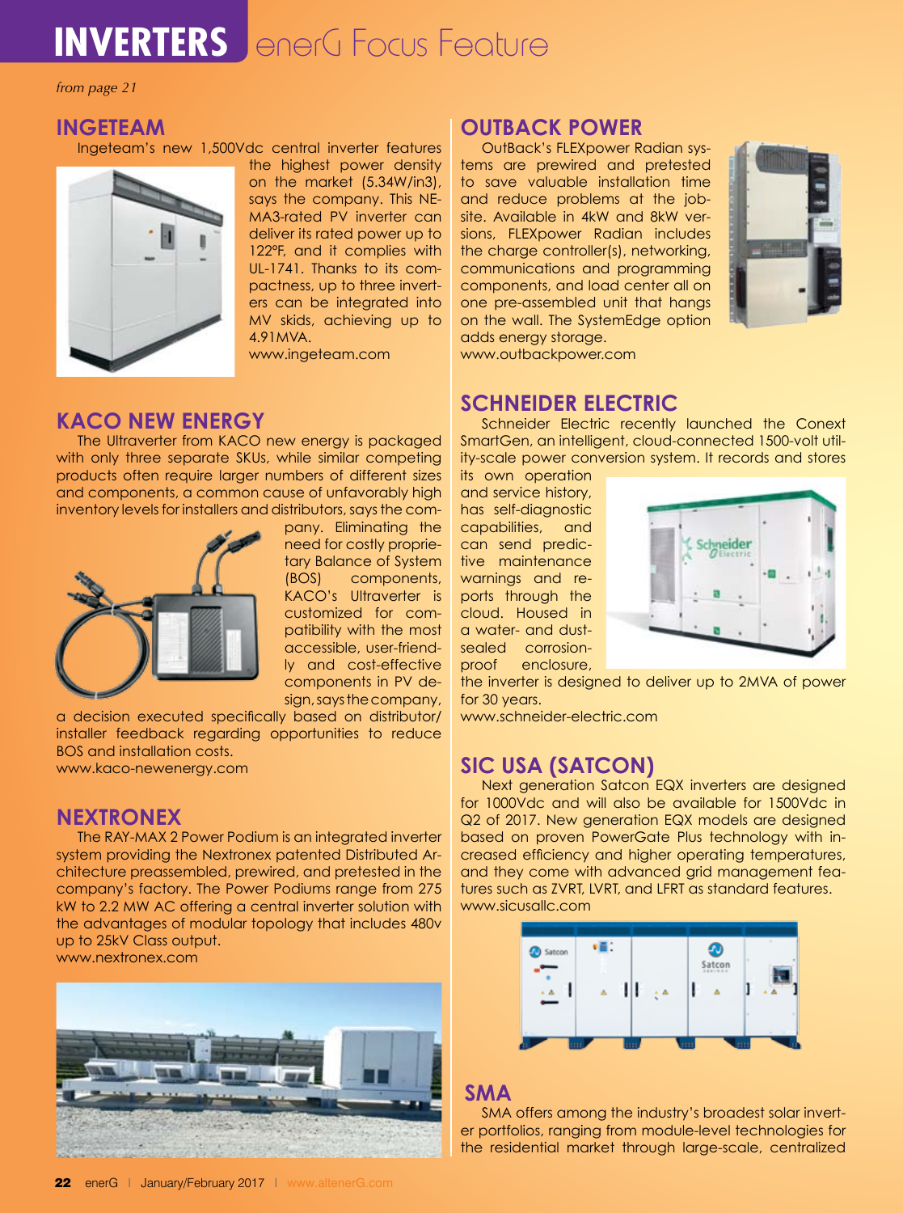# INVERTERS enerG Focus Feature

*from page 21*

## INGETEAM

Ingeteam's new 1,500Vdc central inverter features the highest power density on the market (5.34W/in3), says the company. This NEMA3-rated PV inverter can deliver its rated power up to 122°F, and it complies with UL-1741. Thanks to its compactness, up to three inverters can be integrated into MV skids, achieving up to 4.91MVA.

www.ingeteam.com

## KACO NEW ENERGY

The Ultraverter from KACO new energy is packaged with only three separate SKUs, while similar competing products often require larger numbers of different sizes and components, a common cause of unfavorably high inventory levels for installers and distributors, says the company. Eliminating the need for costly proprietary Balance of System (BOS) components, KACO's Ultraverter is customized for compatibility with the most accessible, user-friendly and cost-effective components in PV design, says the company, a decision executed specifically based on distributor/installer feedback regarding opportunities to reduce BOS and installation costs.

www.kaco-newenergy.com

## NEXTRONEX

The RAY-MAX 2 Power Podium is an integrated inverter system providing the Nextronex patented Distributed Architecture preassembled, prewired, and pretested in the company's factory. The Power Podiums range from 275 kW to 2.2 MW AC offering a central inverter solution with the advantages of modular topology that includes 480v up to 25kV Class output.

www.nextronex.com

## OUTBACK POWER

OutBack's FLEXpower Radian systems are prewired and pretested to save valuable installation time and reduce problems at the jobsite. Available in 4kW and 8kW versions, FLEXpower Radian includes the charge controller(s), networking, communications and programming components, and load center all on one pre-assembled unit that hangs on the wall. The SystemEdge option adds energy storage.

www.outbackpower.com

## SCHNEIDER ELECTRIC

Schneider Electric recently launched the Conext SmartGen, an intelligent, cloud-connected 1500-volt utility-scale power conversion system. It records and stores its own operation and service history, has self-diagnostic capabilities, and can send predictive maintenance warnings and reports through the cloud. Housed in a water- and dust-sealed corrosion-proof enclosure, the inverter is designed to deliver up to 2MVA of power for 30 years.

www.schneider-electric.com

## SIC USA (SATCON)

Next generation Satcon EQX inverters are designed for 1000Vdc and will also be available for 1500Vdc in Q2 of 2017. New generation EQX models are designed based on proven PowerGate Plus technology with increased efficiency and higher operating temperatures, and they come with advanced grid management features such as ZVRT, LVRT, and LFRT as standard features.

www.sicusallc.com

## SMA

SMA offers among the industry's broadest solar inverter portfolios, ranging from module-level technologies for the residential market through large-scale, centralized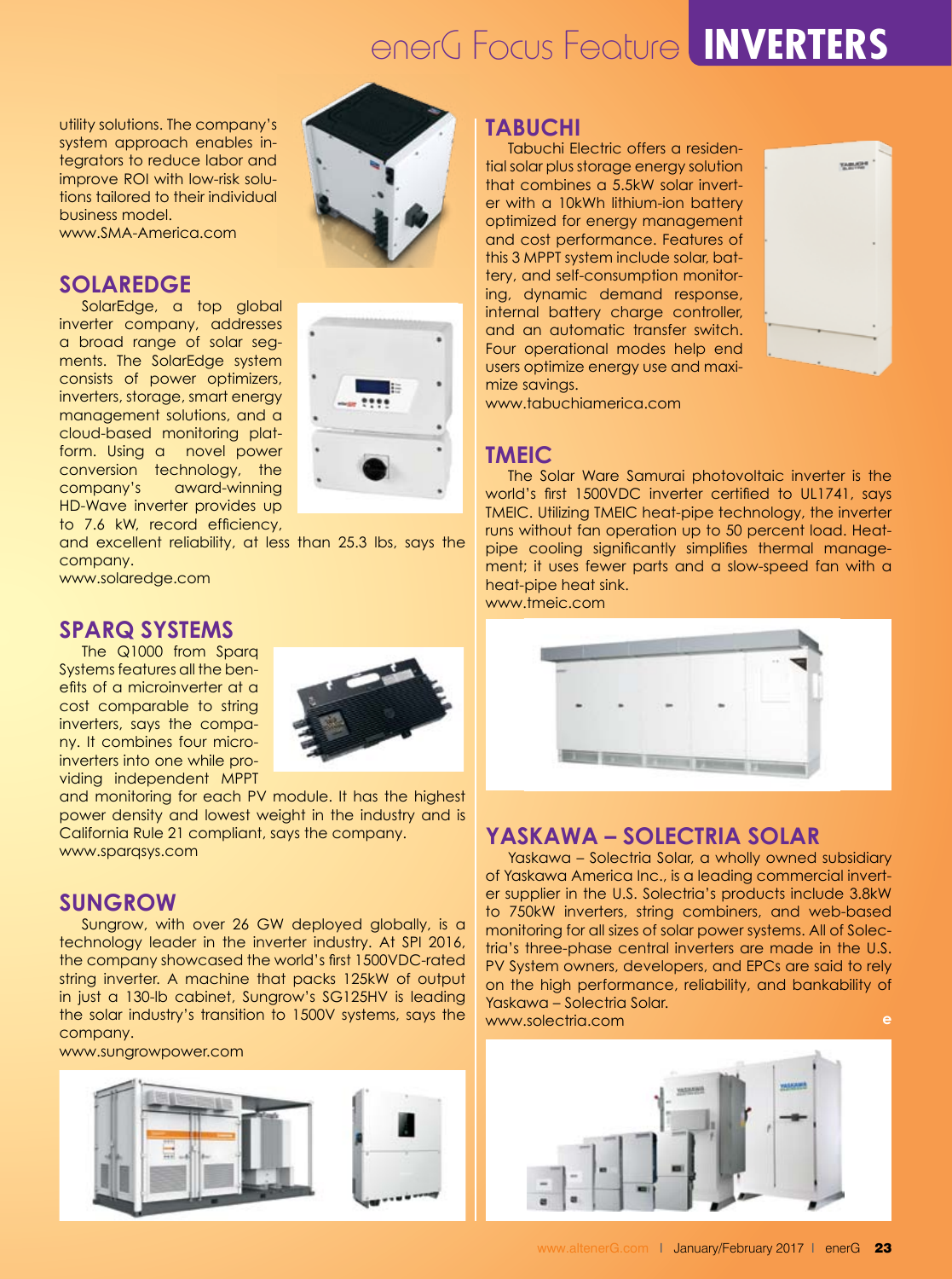utility solutions. The company's system approach enables integrators to reduce labor and improve ROI with low-risk solutions tailored to their individual business model.
www.SMA-America.com

## SOLAREDGE

SolarEdge, a top global inverter company, addresses a broad range of solar segments. The SolarEdge system consists of power optimizers, inverters, storage, smart energy management solutions, and a cloud-based monitoring platform. Using a novel power conversion technology, the company's award-winning HD-Wave inverter provides up to 7.6 kW, record efficiency, and excellent reliability, at less than 25.3 lbs, says the company.
www.solaredge.com

## SPARQ SYSTEMS

The Q1000 from Sparq Systems features all the benefits of a microinverter at a cost comparable to string inverters, says the company. It combines four microinverters into one while providing independent MPPT and monitoring for each PV module. It has the highest power density and lowest weight in the industry and is California Rule 21 compliant, says the company.
www.sparqsys.com

## SUNGROW

Sungrow, with over 26 GW deployed globally, is a technology leader in the inverter industry. At SPI 2016, the company showcased the world's first 1500VDC-rated string inverter. A machine that packs 125kW of output in just a 130-lb cabinet, Sungrow's SG125HV is leading the solar industry's transition to 1500V systems, says the company.
www.sungrowpower.com

## TABUCHI

Tabuchi Electric offers a residential solar plus storage energy solution that combines a 5.5kW solar inverter with a 10kWh lithium-ion battery optimized for energy management and cost performance. Features of this 3 MPPT system include solar, battery, and self-consumption monitoring, dynamic demand response, internal battery charge controller, and an automatic transfer switch. Four operational modes help end users optimize energy use and maximize savings.
www.tabuchiamerica.com

## TMEIC

The Solar Ware Samurai photovoltaic inverter is the world's first 1500VDC inverter certified to UL1741, says TMEIC. Utilizing TMEIC heat-pipe technology, the inverter runs without fan operation up to 50 percent load. Heat-pipe cooling significantly simplifies thermal management; it uses fewer parts and a slow-speed fan with a heat-pipe heat sink.
www.tmeic.com

## YASKAWA – SOLECTRIA SOLAR

Yaskawa – Solectria Solar, a wholly owned subsidiary of Yaskawa America Inc., is a leading commercial inverter supplier in the U.S. Solectria's products include 3.8kW to 750kW inverters, string combiners, and web-based monitoring for all sizes of solar power systems. All of Solectria's three-phase central inverters are made in the U.S. PV System owners, developers, and EPCs are said to rely on the high performance, reliability, and bankability of Yaskawa – Solectria Solar.
www.solectria.com